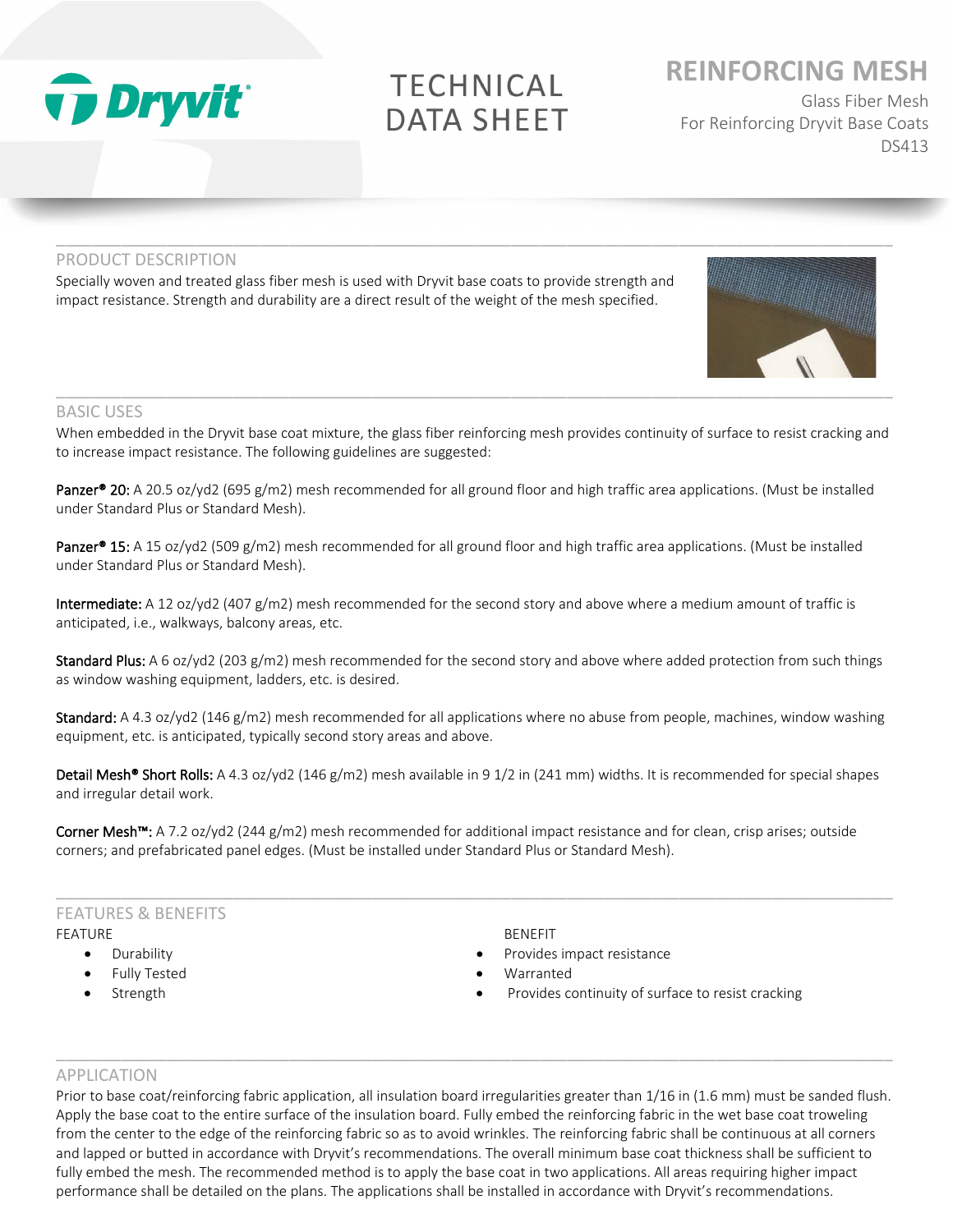Dryvit

# TECHNICAL DATA SHEET

# REINFORCING MESH

Glass Fiber Mesh
For Reinforcing Dryvit Base Coats
DS413

## PRODUCT DESCRIPTION

Specially woven and treated glass fiber mesh is used with Dryvit base coats to provide strength and impact resistance. Strength and durability are a direct result of the weight of the mesh specified.

## BASIC USES

When embedded in the Dryvit base coat mixture, the glass fiber reinforcing mesh provides continuity of surface to resist cracking and to increase impact resistance. The following guidelines are suggested:

**Panzer® 20:** A 20.5 oz/yd2 (695 g/m2) mesh recommended for all ground floor and high traffic area applications. (Must be installed under Standard Plus or Standard Mesh).

**Panzer® 15:** A 15 oz/yd2 (509 g/m2) mesh recommended for all ground floor and high traffic area applications. (Must be installed under Standard Plus or Standard Mesh).

**Intermediate:** A 12 oz/yd2 (407 g/m2) mesh recommended for the second story and above where a medium amount of traffic is anticipated, i.e., walkways, balcony areas, etc.

**Standard Plus:** A 6 oz/yd2 (203 g/m2) mesh recommended for the second story and above where added protection from such things as window washing equipment, ladders, etc. is desired.

**Standard:** A 4.3 oz/yd2 (146 g/m2) mesh recommended for all applications where no abuse from people, machines, window washing equipment, etc. is anticipated, typically second story areas and above.

**Detail Mesh® Short Rolls:** A 4.3 oz/yd2 (146 g/m2) mesh available in 9 1/2 in (241 mm) widths. It is recommended for special shapes and irregular detail work.

**Corner Mesh™:** A 7.2 oz/yd2 (244 g/m2) mesh recommended for additional impact resistance and for clean, crisp arises; outside corners; and prefabricated panel edges. (Must be installed under Standard Plus or Standard Mesh).

## FEATURES & BENEFITS

| FEATURE | BENEFIT |
|---|---|
| Durability | Provides impact resistance |
| Fully Tested | Warranted |
| Strength | Provides continuity of surface to resist cracking |

## APPLICATION

Prior to base coat/reinforcing fabric application, all insulation board irregularities greater than 1/16 in (1.6 mm) must be sanded flush. Apply the base coat to the entire surface of the insulation board. Fully embed the reinforcing fabric in the wet base coat troweling from the center to the edge of the reinforcing fabric so as to avoid wrinkles. The reinforcing fabric shall be continuous at all corners and lapped or butted in accordance with Dryvit's recommendations. The overall minimum base coat thickness shall be sufficient to fully embed the mesh. The recommended method is to apply the base coat in two applications. All areas requiring higher impact performance shall be detailed on the plans. The applications shall be installed in accordance with Dryvit's recommendations.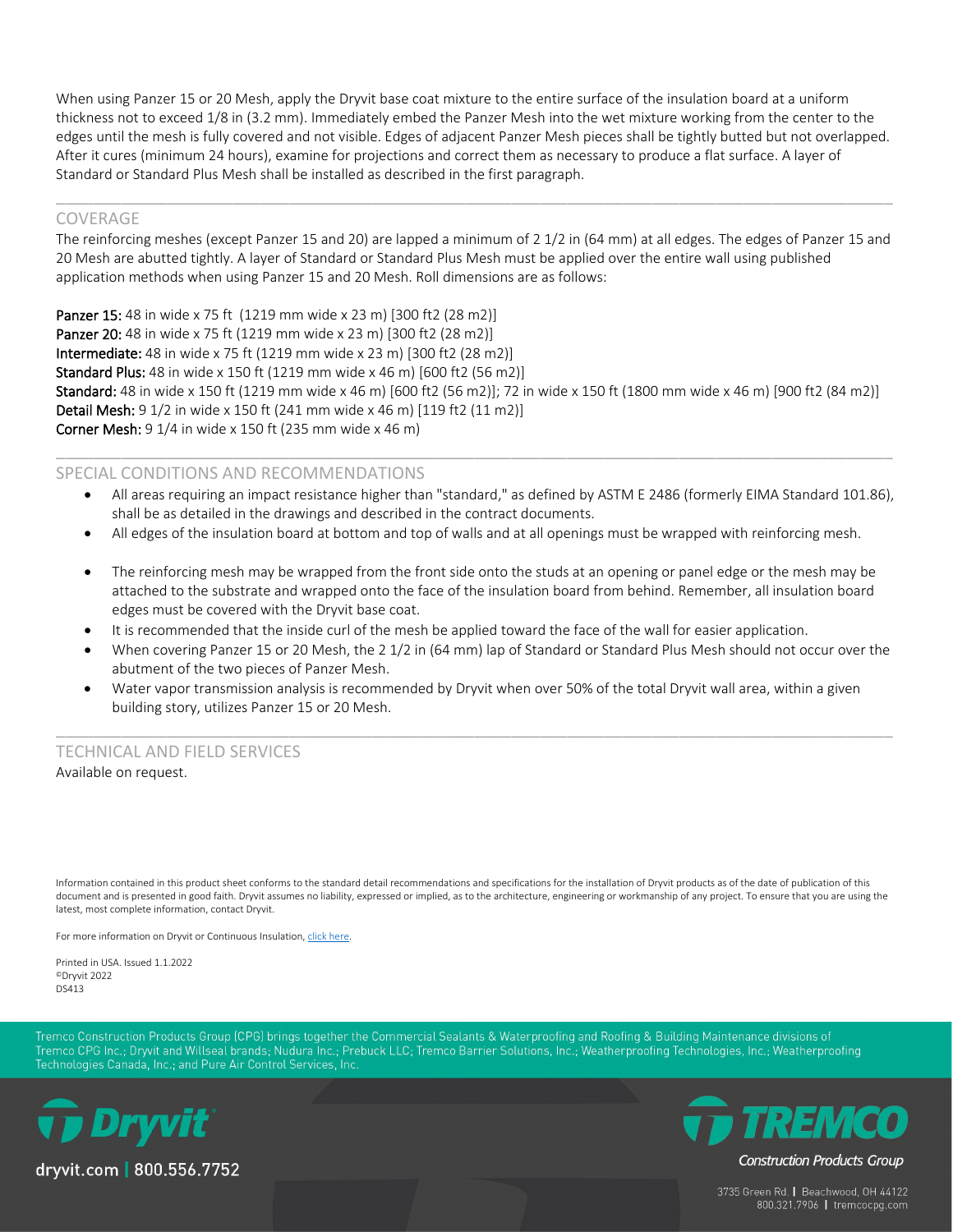When using Panzer 15 or 20 Mesh, apply the Dryvit base coat mixture to the entire surface of the insulation board at a uniform thickness not to exceed 1/8 in (3.2 mm). Immediately embed the Panzer Mesh into the wet mixture working from the center to the edges until the mesh is fully covered and not visible. Edges of adjacent Panzer Mesh pieces shall be tightly butted but not overlapped. After it cures (minimum 24 hours), examine for projections and correct them as necessary to produce a flat surface. A layer of Standard or Standard Plus Mesh shall be installed as described in the first paragraph.

## COVERAGE

The reinforcing meshes (except Panzer 15 and 20) are lapped a minimum of 2 1/2 in (64 mm) at all edges. The edges of Panzer 15 and 20 Mesh are abutted tightly. A layer of Standard or Standard Plus Mesh must be applied over the entire wall using published application methods when using Panzer 15 and 20 Mesh. Roll dimensions are as follows:

**Panzer 15:** 48 in wide x 75 ft (1219 mm wide x 23 m) [300 ft2 (28 m2)]
**Panzer 20:** 48 in wide x 75 ft (1219 mm wide x 23 m) [300 ft2 (28 m2)]
**Intermediate:** 48 in wide x 75 ft (1219 mm wide x 23 m) [300 ft2 (28 m2)]
**Standard Plus:** 48 in wide x 150 ft (1219 mm wide x 46 m) [600 ft2 (56 m2)]
**Standard:** 48 in wide x 150 ft (1219 mm wide x 46 m) [600 ft2 (56 m2)]; 72 in wide x 150 ft (1800 mm wide x 46 m) [900 ft2 (84 m2)]
**Detail Mesh:** 9 1/2 in wide x 150 ft (241 mm wide x 46 m) [119 ft2 (11 m2)]
**Corner Mesh:** 9 1/4 in wide x 150 ft (235 mm wide x 46 m)

## SPECIAL CONDITIONS AND RECOMMENDATIONS

- All areas requiring an impact resistance higher than "standard," as defined by ASTM E 2486 (formerly EIMA Standard 101.86), shall be as detailed in the drawings and described in the contract documents.
- All edges of the insulation board at bottom and top of walls and at all openings must be wrapped with reinforcing mesh.
- The reinforcing mesh may be wrapped from the front side onto the studs at an opening or panel edge or the mesh may be attached to the substrate and wrapped onto the face of the insulation board from behind. Remember, all insulation board edges must be covered with the Dryvit base coat.
- It is recommended that the inside curl of the mesh be applied toward the face of the wall for easier application.
- When covering Panzer 15 or 20 Mesh, the 2 1/2 in (64 mm) lap of Standard or Standard Plus Mesh should not occur over the abutment of the two pieces of Panzer Mesh.
- Water vapor transmission analysis is recommended by Dryvit when over 50% of the total Dryvit wall area, within a given building story, utilizes Panzer 15 or 20 Mesh.

## TECHNICAL AND FIELD SERVICES

Available on request.

Information contained in this product sheet conforms to the standard detail recommendations and specifications for the installation of Dryvit products as of the date of publication of this document and is presented in good faith. Dryvit assumes no liability, expressed or implied, as to the architecture, engineering or workmanship of any project. To ensure that you are using the latest, most complete information, contact Dryvit.

For more information on Dryvit or Continuous Insulation, click here.

Printed in USA. Issued 1.1.2022
©Dryvit 2022
DS413

Tremco Construction Products Group (CPG) brings together the Commercial Sealants & Waterproofing and Roofing & Building Maintenance divisions of Tremco CPG Inc.; Dryvit and Willseal brands; Nudura Inc.; Prebuck LLC; Tremco Barrier Solutions, Inc.; Weatherproofing Technologies, Inc.; Weatherproofing Technologies Canada, Inc.; and Pure Air Control Services, Inc.

Dryvit
dryvit.com | 800.556.7752

TREMCO
Construction Products Group
3735 Green Rd. | Beachwood, OH 44122
800.321.7906 | tremcocpg.com